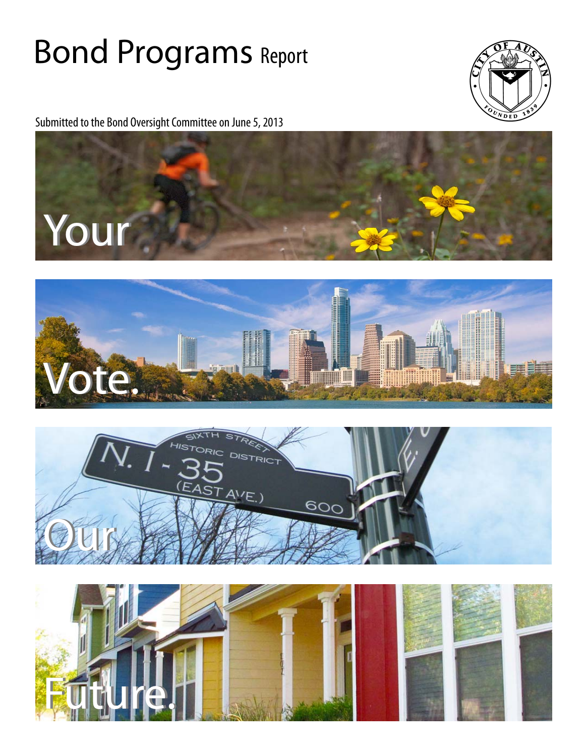# Bond Programs Report

Submitted to the Bond Oversight Committee on June 5, 2013

Your

Vote.

Our

Future.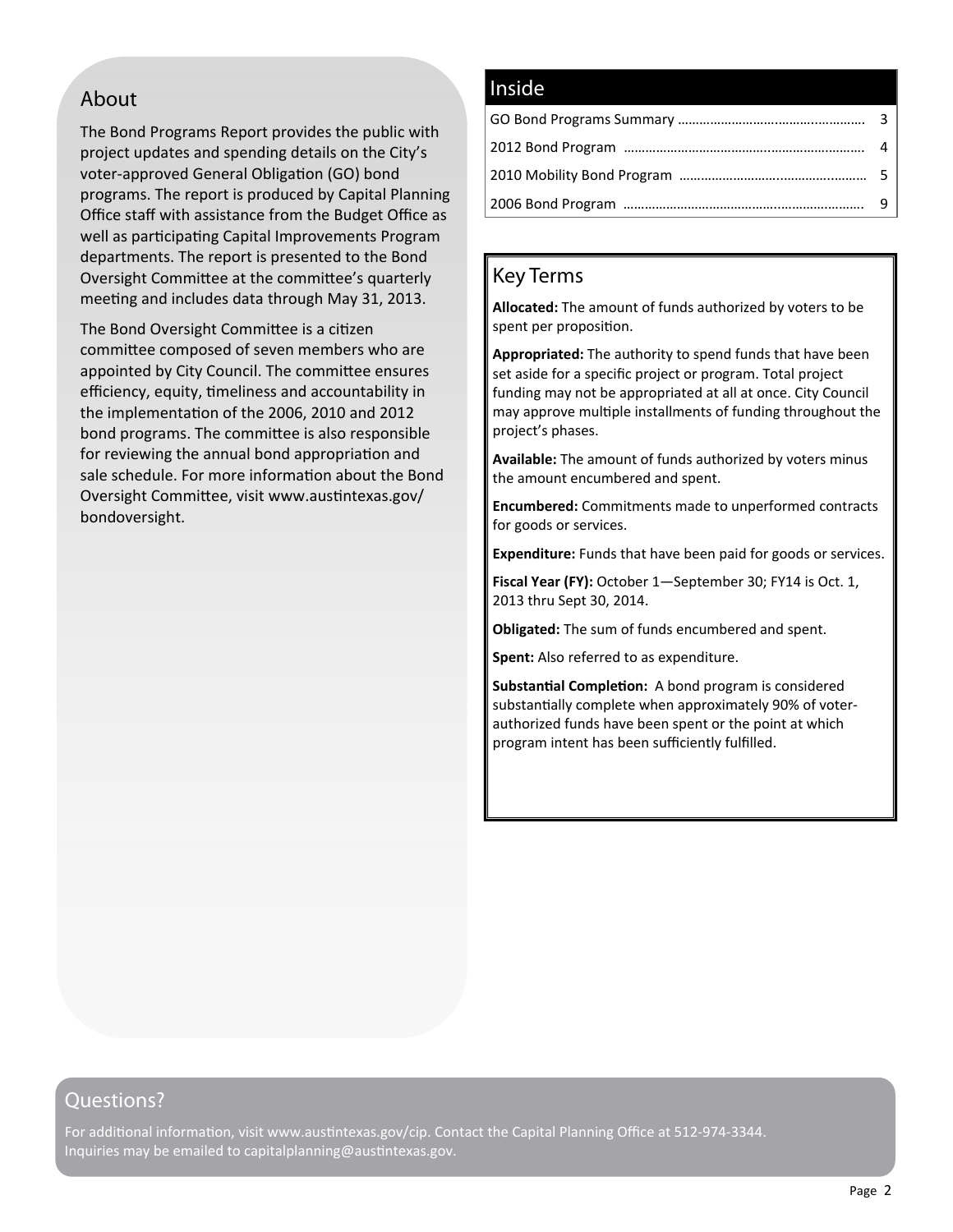## About

The Bond Programs Report provides the public with project updates and spending details on the City's voter-approved General Obligation (GO) bond programs. The report is produced by Capital Planning Office staff with assistance from the Budget Office as well as participating Capital Improvements Program departments. The report is presented to the Bond Oversight Committee at the committee's quarterly meeting and includes data through May 31, 2013.

The Bond Oversight Committee is a citizen committee composed of seven members who are appointed by City Council. The committee ensures efficiency, equity, timeliness and accountability in the implementation of the 2006, 2010 and 2012 bond programs. The committee is also responsible for reviewing the annual bond appropriation and sale schedule. For more information about the Bond Oversight Committee, visit www.austintexas.gov/bondoversight.

## Inside

| Section | Page |
|---|---|
| GO Bond Programs Summary | 3 |
| 2012 Bond Program | 4 |
| 2010 Mobility Bond Program | 5 |
| 2006 Bond Program | 9 |

## Key Terms

**Allocated:** The amount of funds authorized by voters to be spent per proposition.

**Appropriated:** The authority to spend funds that have been set aside for a specific project or program. Total project funding may not be appropriated at all at once. City Council may approve multiple installments of funding throughout the project's phases.

**Available:** The amount of funds authorized by voters minus the amount encumbered and spent.

**Encumbered:** Commitments made to unperformed contracts for goods or services.

**Expenditure:** Funds that have been paid for goods or services.

**Fiscal Year (FY):** October 1—September 30; FY14 is Oct. 1, 2013 thru Sept 30, 2014.

**Obligated:** The sum of funds encumbered and spent.

**Spent:** Also referred to as expenditure.

**Substantial Completion:** A bond program is considered substantially complete when approximately 90% of voter-authorized funds have been spent or the point at which program intent has been sufficiently fulfilled.

## Questions?

For additional information, visit www.austintexas.gov/cip. Contact the Capital Planning Office at 512-974-3344. Inquiries may be emailed to capitalplanning@austintexas.gov.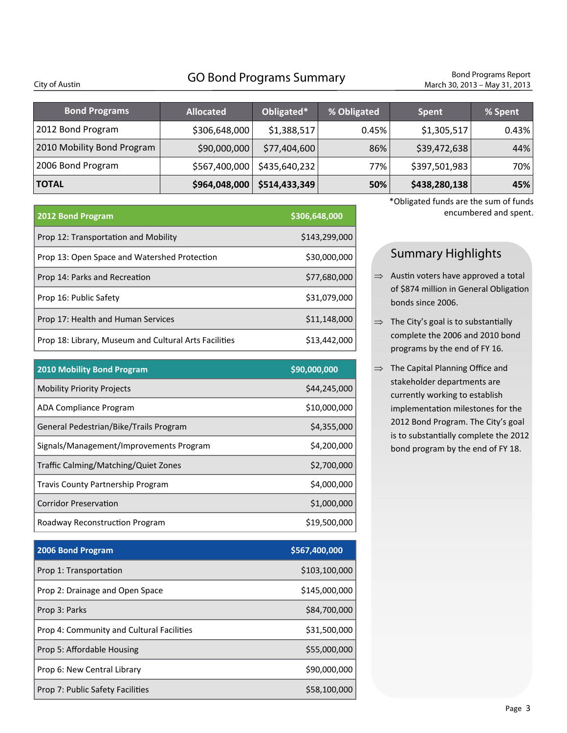City of Austin

# GO Bond Programs Summary

Bond Programs Report
March 30, 2013 – May 31, 2013

| Bond Programs | Allocated | Obligated* | % Obligated | Spent | % Spent |
|---|---|---|---|---|---|
| 2012 Bond Program | $306,648,000 | $1,388,517 | 0.45% | $1,305,517 | 0.43% |
| 2010 Mobility Bond Program | $90,000,000 | $77,404,600 | 86% | $39,472,638 | 44% |
| 2006 Bond Program | $567,400,000 | $435,640,232 | 77% | $397,501,983 | 70% |
| **TOTAL** | **$964,048,000** | **$514,433,349** | **50%** | **$438,280,138** | **45%** |

*Obligated funds are the sum of funds encumbered and spent.

| 2012 Bond Program | $306,648,000 |
|---|---|
| Prop 12: Transportation and Mobility | $143,299,000 |
| Prop 13: Open Space and Watershed Protection | $30,000,000 |
| Prop 14: Parks and Recreation | $77,680,000 |
| Prop 16: Public Safety | $31,079,000 |
| Prop 17: Health and Human Services | $11,148,000 |
| Prop 18: Library, Museum and Cultural Arts Facilities | $13,442,000 |

| 2010 Mobility Bond Program | $90,000,000 |
|---|---|
| Mobility Priority Projects | $44,245,000 |
| ADA Compliance Program | $10,000,000 |
| General Pedestrian/Bike/Trails Program | $4,355,000 |
| Signals/Management/Improvements Program | $4,200,000 |
| Traffic Calming/Matching/Quiet Zones | $2,700,000 |
| Travis County Partnership Program | $4,000,000 |
| Corridor Preservation | $1,000,000 |
| Roadway Reconstruction Program | $19,500,000 |

| 2006 Bond Program | $567,400,000 |
|---|---|
| Prop 1: Transportation | $103,100,000 |
| Prop 2: Drainage and Open Space | $145,000,000 |
| Prop 3: Parks | $84,700,000 |
| Prop 4: Community and Cultural Facilities | $31,500,000 |
| Prop 5: Affordable Housing | $55,000,000 |
| Prop 6: New Central Library | $90,000,000 |
| Prop 7: Public Safety Facilities | $58,100,000 |

## Summary Highlights

- Austin voters have approved a total of $874 million in General Obligation bonds since 2006.
- The City's goal is to substantially complete the 2006 and 2010 bond programs by the end of FY 16.
- The Capital Planning Office and stakeholder departments are currently working to establish implementation milestones for the 2012 Bond Program. The City's goal is to substantially complete the 2012 bond program by the end of FY 18.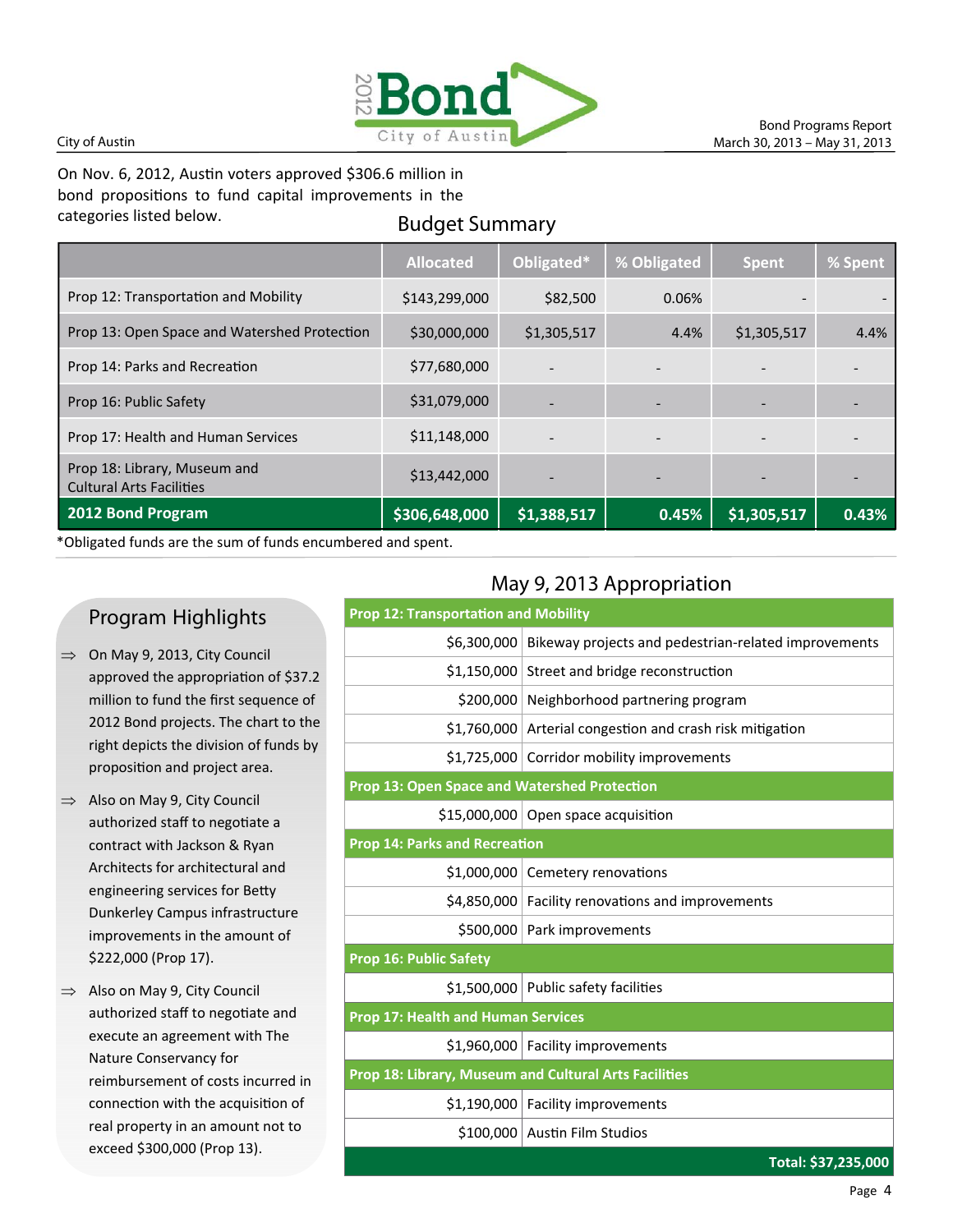On Nov. 6, 2012, Austin voters approved $306.6 million in bond propositions to fund capital improvements in the categories listed below.

## Budget Summary

| | Allocated | Obligated* | % Obligated | Spent | % Spent |
|---|---|---|---|---|---|
| Prop 12: Transportation and Mobility | $143,299,000 | $82,500 | 0.06% | - | - |
| Prop 13: Open Space and Watershed Protection | $30,000,000 | $1,305,517 | 4.4% | $1,305,517 | 4.4% |
| Prop 14: Parks and Recreation | $77,680,000 | - | - | - | - |
| Prop 16: Public Safety | $31,079,000 | - | - | - | - |
| Prop 17: Health and Human Services | $11,148,000 | - | - | - | - |
| Prop 18: Library, Museum and Cultural Arts Facilities | $13,442,000 | - | - | - | - |
| **2012 Bond Program** | **$306,648,000** | **$1,388,517** | **0.45%** | **$1,305,517** | **0.43%** |

*Obligated funds are the sum of funds encumbered and spent.

## Program Highlights

⇒ On May 9, 2013, City Council approved the appropriation of $37.2 million to fund the first sequence of 2012 Bond projects. The chart to the right depicts the division of funds by proposition and project area.

⇒ Also on May 9, City Council authorized staff to negotiate a contract with Jackson & Ryan Architects for architectural and engineering services for Betty Dunkerley Campus infrastructure improvements in the amount of $222,000 (Prop 17).

⇒ Also on May 9, City Council authorized staff to negotiate and execute an agreement with The Nature Conservancy for reimbursement of costs incurred in connection with the acquisition of real property in an amount not to exceed $300,000 (Prop 13).

## May 9, 2013 Appropriation

| Amount | Project Area |
|---|---|
| **Prop 12: Transportation and Mobility** | |
| $6,300,000 | Bikeway projects and pedestrian-related improvements |
| $1,150,000 | Street and bridge reconstruction |
| $200,000 | Neighborhood partnering program |
| $1,760,000 | Arterial congestion and crash risk mitigation |
| $1,725,000 | Corridor mobility improvements |
| **Prop 13: Open Space and Watershed Protection** | |
| $15,000,000 | Open space acquisition |
| **Prop 14: Parks and Recreation** | |
| $1,000,000 | Cemetery renovations |
| $4,850,000 | Facility renovations and improvements |
| $500,000 | Park improvements |
| **Prop 16: Public Safety** | |
| $1,500,000 | Public safety facilities |
| **Prop 17: Health and Human Services** | |
| $1,960,000 | Facility improvements |
| **Prop 18: Library, Museum and Cultural Arts Facilities** | |
| $1,190,000 | Facility improvements |
| $100,000 | Austin Film Studios |
| | **Total: $37,235,000** |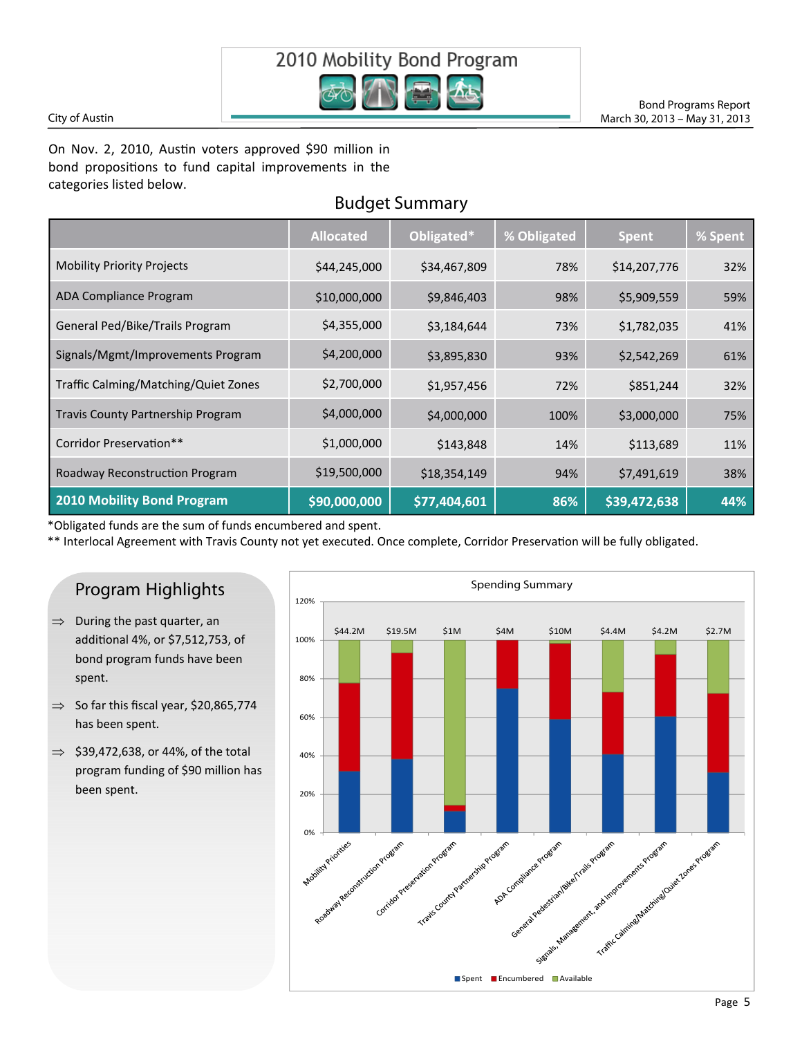# 2010 Mobility Bond Program

City of Austin

Bond Programs Report
March 30, 2013 – May 31, 2013

On Nov. 2, 2010, Austin voters approved $90 million in bond propositions to fund capital improvements in the categories listed below.

## Budget Summary

| | Allocated | Obligated* | % Obligated | Spent | % Spent |
|---|---|---|---|---|---|
| Mobility Priority Projects | $44,245,000 | $34,467,809 | 78% | $14,207,776 | 32% |
| ADA Compliance Program | $10,000,000 | $9,846,403 | 98% | $5,909,559 | 59% |
| General Ped/Bike/Trails Program | $4,355,000 | $3,184,644 | 73% | $1,782,035 | 41% |
| Signals/Mgmt/Improvements Program | $4,200,000 | $3,895,830 | 93% | $2,542,269 | 61% |
| Traffic Calming/Matching/Quiet Zones | $2,700,000 | $1,957,456 | 72% | $851,244 | 32% |
| Travis County Partnership Program | $4,000,000 | $4,000,000 | 100% | $3,000,000 | 75% |
| Corridor Preservation** | $1,000,000 | $143,848 | 14% | $113,689 | 11% |
| Roadway Reconstruction Program | $19,500,000 | $18,354,149 | 94% | $7,491,619 | 38% |
| **2010 Mobility Bond Program** | **$90,000,000** | **$77,404,601** | **86%** | **$39,472,638** | **44%** |

*Obligated funds are the sum of funds encumbered and spent.
** Interlocal Agreement with Travis County not yet executed. Once complete, Corridor Preservation will be fully obligated.

## Program Highlights

- ⇒ During the past quarter, an additional 4%, or $7,512,753, of bond program funds have been spent.
- ⇒ So far this fiscal year, $20,865,774 has been spent.
- ⇒ $39,472,638, or 44%, of the total program funding of $90 million has been spent.

### Spending Summary

| Program | Total | Spent | Encumbered | Available |
|---|---|---|---|---|
| Mobility Priorities | $44.2M | ~32% | ~46% | ~22% |
| Roadway Reconstruction Program | $19.5M | ~38% | ~56% | ~6% |
| Corridor Preservation Program | $1M | ~11% | ~3% | ~86% |
| Travis County Partnership Program | $4M | ~75% | ~25% | 0% |
| ADA Compliance Program | $10M | ~59% | ~39% | ~2% |
| General Pedestrian/Bike/Trails Program | $4.4M | ~41% | ~32% | ~27% |
| Signals, Management, and Improvements Program | $4.2M | ~61% | ~32% | ~7% |
| Traffic Calming/Matching/Quiet Zones Program | $2.7M | ~32% | ~40% | ~28% |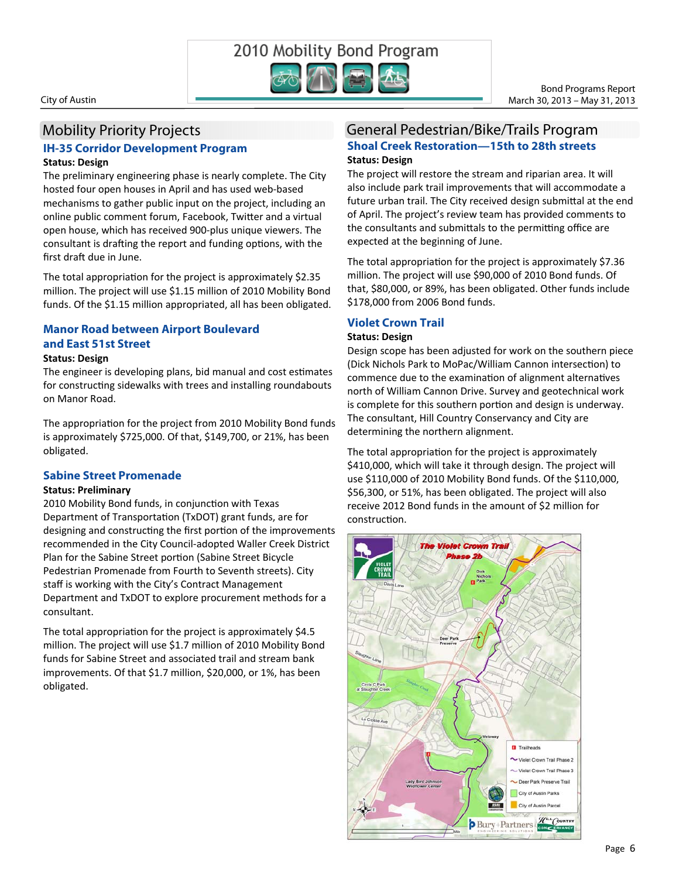## Mobility Priority Projects

### IH-35 Corridor Development Program

**Status: Design**

The preliminary engineering phase is nearly complete. The City hosted four open houses in April and has used web-based mechanisms to gather public input on the project, including an online public comment forum, Facebook, Twitter and a virtual open house, which has received 900-plus unique viewers. The consultant is drafting the report and funding options, with the first draft due in June.

The total appropriation for the project is approximately $2.35 million. The project will use $1.15 million of 2010 Mobility Bond funds. Of the $1.15 million appropriated, all has been obligated.

### Manor Road between Airport Boulevard and East 51st Street

**Status: Design**

The engineer is developing plans, bid manual and cost estimates for constructing sidewalks with trees and installing roundabouts on Manor Road.

The appropriation for the project from 2010 Mobility Bond funds is approximately $725,000. Of that, $149,700, or 21%, has been obligated.

### Sabine Street Promenade

**Status: Preliminary**

2010 Mobility Bond funds, in conjunction with Texas Department of Transportation (TxDOT) grant funds, are for designing and constructing the first portion of the improvements recommended in the City Council-adopted Waller Creek District Plan for the Sabine Street portion (Sabine Street Bicycle Pedestrian Promenade from Fourth to Seventh streets). City staff is working with the City's Contract Management Department and TxDOT to explore procurement methods for a consultant.

The total appropriation for the project is approximately $4.5 million. The project will use $1.7 million of 2010 Mobility Bond funds for Sabine Street and associated trail and stream bank improvements. Of that $1.7 million, $20,000, or 1%, has been obligated.

## General Pedestrian/Bike/Trails Program

### Shoal Creek Restoration—15th to 28th streets

**Status: Design**

The project will restore the stream and riparian area. It will also include park trail improvements that will accommodate a future urban trail. The City received design submittal at the end of April. The project's review team has provided comments to the consultants and submittals to the permitting office are expected at the beginning of June.

The total appropriation for the project is approximately $7.36 million. The project will use $90,000 of 2010 Bond funds. Of that, $80,000, or 89%, has been obligated. Other funds include $178,000 from 2006 Bond funds.

### Violet Crown Trail

**Status: Design**

Design scope has been adjusted for work on the southern piece (Dick Nichols Park to MoPac/William Cannon intersection) to commence due to the examination of alignment alternatives north of William Cannon Drive. Survey and geotechnical work is complete for this southern portion and design is underway. The consultant, Hill Country Conservancy and City are determining the northern alignment.

The total appropriation for the project is approximately $410,000, which will take it through design. The project will use $110,000 of 2010 Mobility Bond funds. Of the $110,000, $56,300, or 51%, has been obligated. The project will also receive 2012 Bond funds in the amount of $2 million for construction.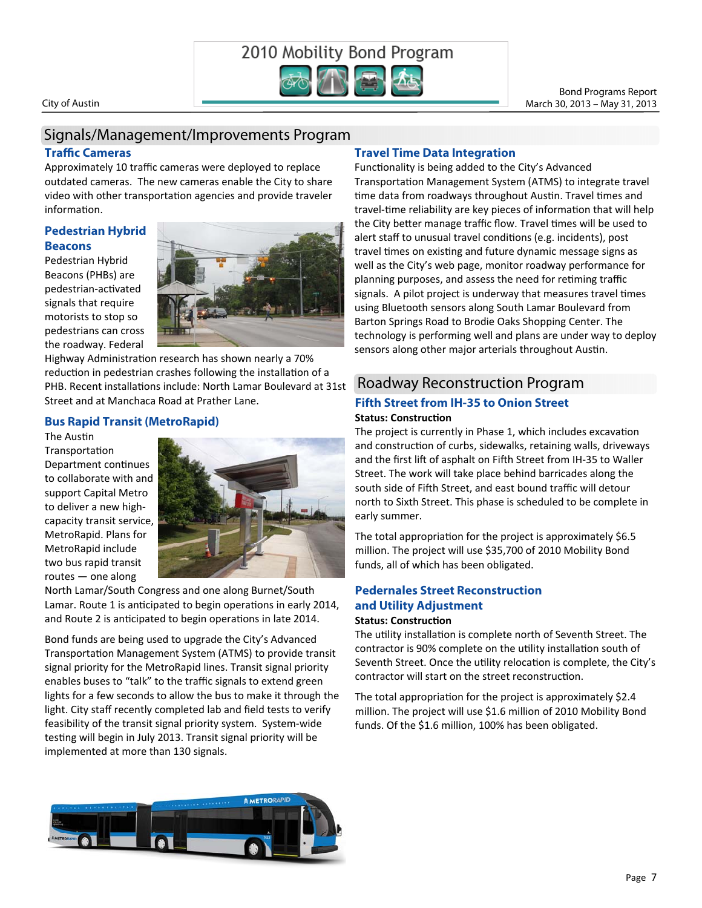## Signals/Management/Improvements Program

### Traffic Cameras

Approximately 10 traffic cameras were deployed to replace outdated cameras. The new cameras enable the City to share video with other transportation agencies and provide traveler information.

### Pedestrian Hybrid Beacons

Pedestrian Hybrid Beacons (PHBs) are pedestrian-activated signals that require motorists to stop so pedestrians can cross the roadway. Federal Highway Administration research has shown nearly a 70% reduction in pedestrian crashes following the installation of a PHB. Recent installations include: North Lamar Boulevard at 31st Street and at Manchaca Road at Prather Lane.

### Bus Rapid Transit (MetroRapid)

The Austin Transportation Department continues to collaborate with and support Capital Metro to deliver a new high-capacity transit service, MetroRapid. Plans for MetroRapid include two bus rapid transit routes — one along North Lamar/South Congress and one along Burnet/South Lamar. Route 1 is anticipated to begin operations in early 2014, and Route 2 is anticipated to begin operations in late 2014.

Bond funds are being used to upgrade the City's Advanced Transportation Management System (ATMS) to provide transit signal priority for the MetroRapid lines. Transit signal priority enables buses to "talk" to the traffic signals to extend green lights for a few seconds to allow the bus to make it through the light. City staff recently completed lab and field tests to verify feasibility of the transit signal priority system. System-wide testing will begin in July 2013. Transit signal priority will be implemented at more than 130 signals.

### Travel Time Data Integration

Functionality is being added to the City's Advanced Transportation Management System (ATMS) to integrate travel time data from roadways throughout Austin. Travel times and travel-time reliability are key pieces of information that will help the City better manage traffic flow. Travel times will be used to alert staff to unusual travel conditions (e.g. incidents), post travel times on existing and future dynamic message signs as well as the City's web page, monitor roadway performance for planning purposes, and assess the need for retiming traffic signals. A pilot project is underway that measures travel times using Bluetooth sensors along South Lamar Boulevard from Barton Springs Road to Brodie Oaks Shopping Center. The technology is performing well and plans are under way to deploy sensors along other major arterials throughout Austin.

## Roadway Reconstruction Program

### Fifth Street from IH-35 to Onion Street

**Status: Construction**

The project is currently in Phase 1, which includes excavation and construction of curbs, sidewalks, retaining walls, driveways and the first lift of asphalt on Fifth Street from IH-35 to Waller Street. The work will take place behind barricades along the south side of Fifth Street, and east bound traffic will detour north to Sixth Street. This phase is scheduled to be complete in early summer.

The total appropriation for the project is approximately $6.5 million. The project will use $35,700 of 2010 Mobility Bond funds, all of which has been obligated.

### Pedernales Street Reconstruction and Utility Adjustment

**Status: Construction**

The utility installation is complete north of Seventh Street. The contractor is 90% complete on the utility installation south of Seventh Street. Once the utility relocation is complete, the City's contractor will start on the street reconstruction.

The total appropriation for the project is approximately $2.4 million. The project will use $1.6 million of 2010 Mobility Bond funds. Of the $1.6 million, 100% has been obligated.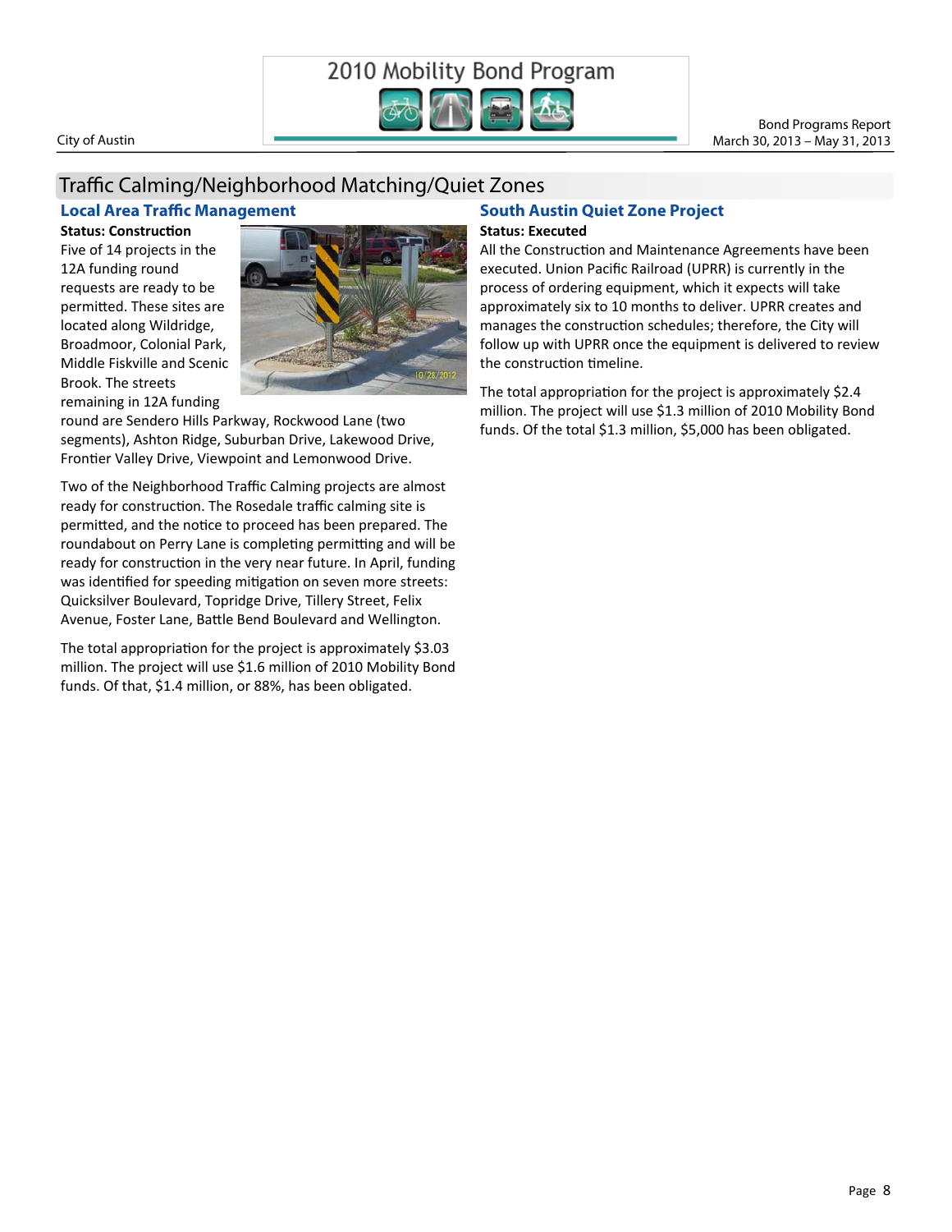## Traffic Calming/Neighborhood Matching/Quiet Zones

### Local Area Traffic Management

**Status: Construction**

Five of 14 projects in the 12A funding round requests are ready to be permitted. These sites are located along Wildridge, Broadmoor, Colonial Park, Middle Fiskville and Scenic Brook. The streets remaining in 12A funding round are Sendero Hills Parkway, Rockwood Lane (two segments), Ashton Ridge, Suburban Drive, Lakewood Drive, Frontier Valley Drive, Viewpoint and Lemonwood Drive.

Two of the Neighborhood Traffic Calming projects are almost ready for construction. The Rosedale traffic calming site is permitted, and the notice to proceed has been prepared. The roundabout on Perry Lane is completing permitting and will be ready for construction in the very near future. In April, funding was identified for speeding mitigation on seven more streets: Quicksilver Boulevard, Topridge Drive, Tillery Street, Felix Avenue, Foster Lane, Battle Bend Boulevard and Wellington.

The total appropriation for the project is approximately $3.03 million. The project will use $1.6 million of 2010 Mobility Bond funds. Of that, $1.4 million, or 88%, has been obligated.

### South Austin Quiet Zone Project

**Status: Executed**

All the Construction and Maintenance Agreements have been executed. Union Pacific Railroad (UPRR) is currently in the process of ordering equipment, which it expects will take approximately six to 10 months to deliver. UPRR creates and manages the construction schedules; therefore, the City will follow up with UPRR once the equipment is delivered to review the construction timeline.

The total appropriation for the project is approximately $2.4 million. The project will use $1.3 million of 2010 Mobility Bond funds. Of the total $1.3 million, $5,000 has been obligated.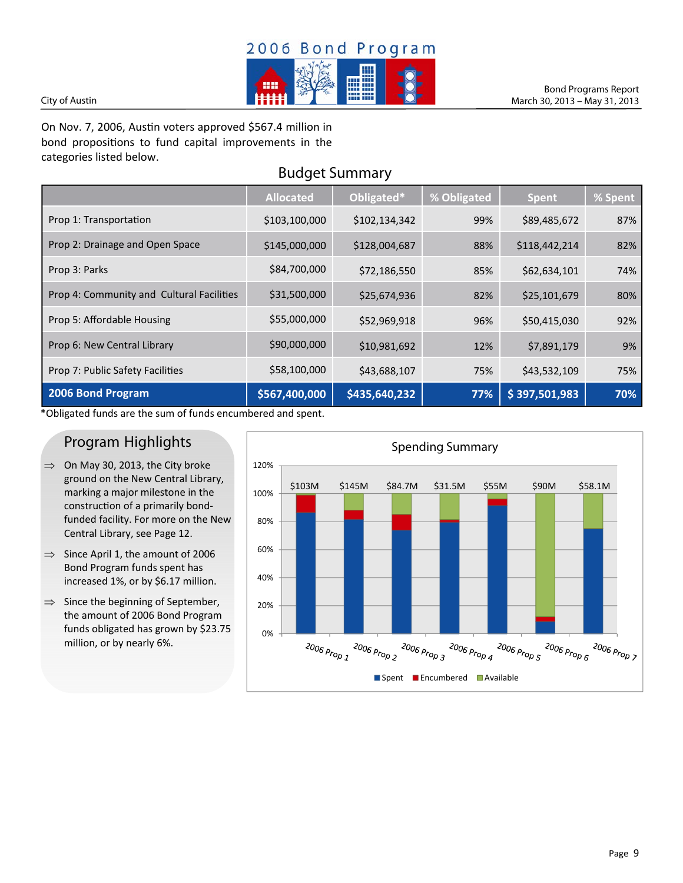# 2006 Bond Program

City of Austin

Bond Programs Report
March 30, 2013 – May 31, 2013

On Nov. 7, 2006, Austin voters approved $567.4 million in bond propositions to fund capital improvements in the categories listed below.

## Budget Summary

| | Allocated | Obligated* | % Obligated | Spent | % Spent |
|---|---|---|---|---|---|
| Prop 1: Transportation | $103,100,000 | $102,134,342 | 99% | $89,485,672 | 87% |
| Prop 2: Drainage and Open Space | $145,000,000 | $128,004,687 | 88% | $118,442,214 | 82% |
| Prop 3: Parks | $84,700,000 | $72,186,550 | 85% | $62,634,101 | 74% |
| Prop 4: Community and Cultural Facilities | $31,500,000 | $25,674,936 | 82% | $25,101,679 | 80% |
| Prop 5: Affordable Housing | $55,000,000 | $52,969,918 | 96% | $50,415,030 | 92% |
| Prop 6: New Central Library | $90,000,000 | $10,981,692 | 12% | $7,891,179 | 9% |
| Prop 7: Public Safety Facilities | $58,100,000 | $43,688,107 | 75% | $43,532,109 | 75% |
| **2006 Bond Program** | **$567,400,000** | **$435,640,232** | **77%** | **$ 397,501,983** | **70%** |

*Obligated funds are the sum of funds encumbered and spent.

## Program Highlights

- On May 30, 2013, the City broke ground on the New Central Library, marking a major milestone in the construction of a primarily bond-funded facility. For more on the New Central Library, see Page 12.
- Since April 1, the amount of 2006 Bond Program funds spent has increased 1%, or by $6.17 million.
- Since the beginning of September, the amount of 2006 Bond Program funds obligated has grown by $23.75 million, or by nearly 6%.

## Spending Summary

| | 2006 Prop 1 | 2006 Prop 2 | 2006 Prop 3 | 2006 Prop 4 | 2006 Prop 5 | 2006 Prop 6 | 2006 Prop 7 |
|---|---|---|---|---|---|---|---|
| Allocated | $103M | $145M | $84.7M | $31.5M | $55M | $90M | $58.1M |

Legend: Spent, Encumbered, Available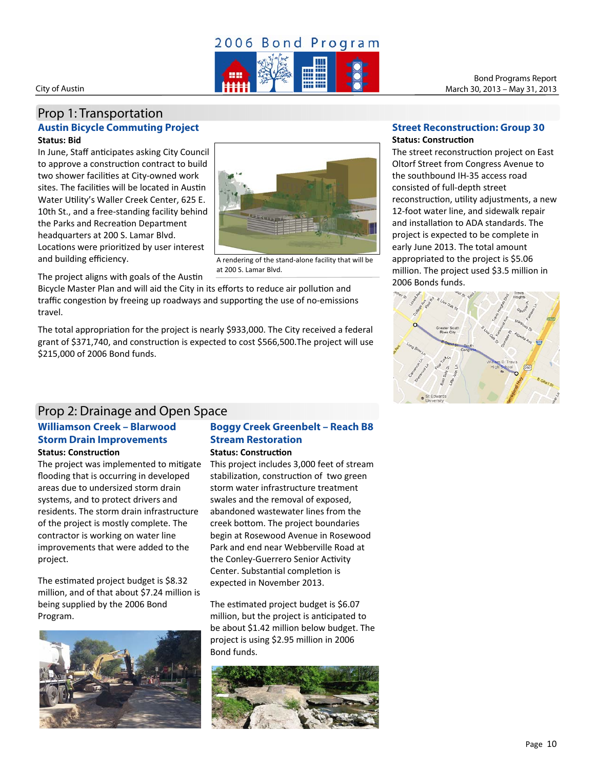## Prop 1: Transportation

### Austin Bicycle Commuting Project

**Status: Bid**

In June, Staff anticipates asking City Council to approve a construction contract to build two shower facilities at City-owned work sites. The facilities will be located in Austin Water Utility's Waller Creek Center, 625 E. 10th St., and a free-standing facility behind the Parks and Recreation Department headquarters at 200 S. Lamar Blvd. Locations were prioritized by user interest and building efficiency.

A rendering of the stand-alone facility that will be at 200 S. Lamar Blvd.

The project aligns with goals of the Austin Bicycle Master Plan and will aid the City in its efforts to reduce air pollution and traffic congestion by freeing up roadways and supporting the use of no-emissions travel.

The total appropriation for the project is nearly $933,000. The City received a federal grant of $371,740, and construction is expected to cost $566,500.The project will use $215,000 of 2006 Bond funds.

### Street Reconstruction: Group 30

**Status: Construction**

The street reconstruction project on East Oltorf Street from Congress Avenue to the southbound IH-35 access road consisted of full-depth street reconstruction, utility adjustments, a new 12-foot water line, and sidewalk repair and installation to ADA standards. The project is expected to be complete in early June 2013. The total amount appropriated to the project is $5.06 million. The project used $3.5 million in 2006 Bonds funds.

## Prop 2: Drainage and Open Space

### Williamson Creek – Blarwood Storm Drain Improvements

**Status: Construction**

The project was implemented to mitigate flooding that is occurring in developed areas due to undersized storm drain systems, and to protect drivers and residents. The storm drain infrastructure of the project is mostly complete. The contractor is working on water line improvements that were added to the project.

The estimated project budget is $8.32 million, and of that about $7.24 million is being supplied by the 2006 Bond Program.

### Boggy Creek Greenbelt – Reach B8 Stream Restoration

**Status: Construction**

This project includes 3,000 feet of stream stabilization, construction of two green storm water infrastructure treatment swales and the removal of exposed, abandoned wastewater lines from the creek bottom. The project boundaries begin at Rosewood Avenue in Rosewood Park and end near Webberville Road at the Conley-Guerrero Senior Activity Center. Substantial completion is expected in November 2013.

The estimated project budget is $6.07 million, but the project is anticipated to be about $1.42 million below budget. The project is using $2.95 million in 2006 Bond funds.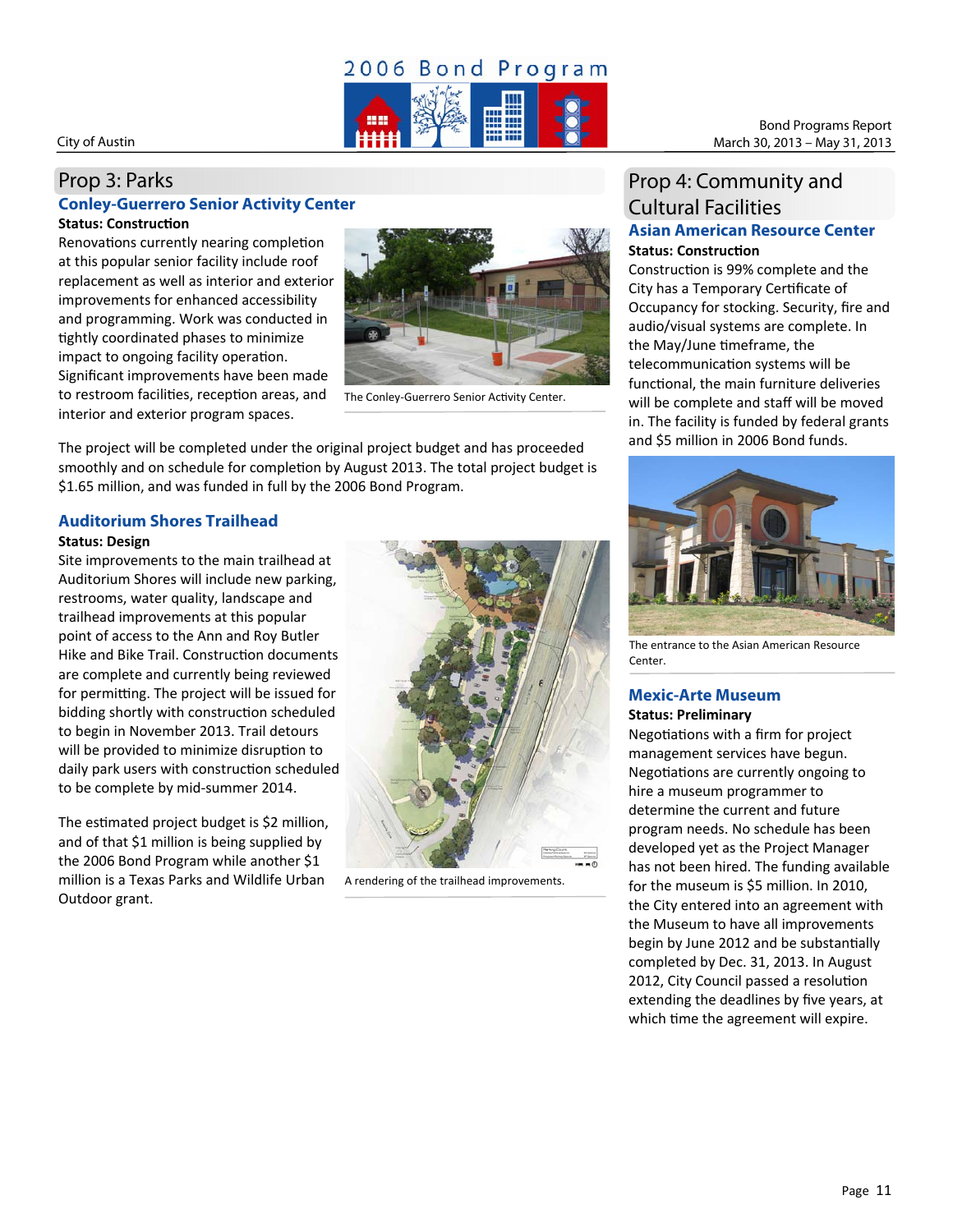## Prop 3: Parks

### Conley-Guerrero Senior Activity Center

**Status: Construction**

Renovations currently nearing completion at this popular senior facility include roof replacement as well as interior and exterior improvements for enhanced accessibility and programming. Work was conducted in tightly coordinated phases to minimize impact to ongoing facility operation. Significant improvements have been made to restroom facilities, reception areas, and interior and exterior program spaces.

The Conley-Guerrero Senior Activity Center.

The project will be completed under the original project budget and has proceeded smoothly and on schedule for completion by August 2013. The total project budget is $1.65 million, and was funded in full by the 2006 Bond Program.

### Auditorium Shores Trailhead

**Status: Design**

Site improvements to the main trailhead at Auditorium Shores will include new parking, restrooms, water quality, landscape and trailhead improvements at this popular point of access to the Ann and Roy Butler Hike and Bike Trail. Construction documents are complete and currently being reviewed for permitting. The project will be issued for bidding shortly with construction scheduled to begin in November 2013. Trail detours will be provided to minimize disruption to daily park users with construction scheduled to be complete by mid-summer 2014.

The estimated project budget is $2 million, and of that $1 million is being supplied by the 2006 Bond Program while another $1 million is a Texas Parks and Wildlife Urban Outdoor grant.

A rendering of the trailhead improvements.

## Prop 4: Community and Cultural Facilities

### Asian American Resource Center

**Status: Construction**

Construction is 99% complete and the City has a Temporary Certificate of Occupancy for stocking. Security, fire and audio/visual systems are complete. In the May/June timeframe, the telecommunication systems will be functional, the main furniture deliveries will be complete and staff will be moved in. The facility is funded by federal grants and $5 million in 2006 Bond funds.

The entrance to the Asian American Resource Center.

### Mexic-Arte Museum

**Status: Preliminary**

Negotiations with a firm for project management services have begun. Negotiations are currently ongoing to hire a museum programmer to determine the current and future program needs. No schedule has been developed yet as the Project Manager has not been hired. The funding available for the museum is $5 million. In 2010, the City entered into an agreement with the Museum to have all improvements begin by June 2012 and be substantially completed by Dec. 31, 2013. In August 2012, City Council passed a resolution extending the deadlines by five years, at which time the agreement will expire.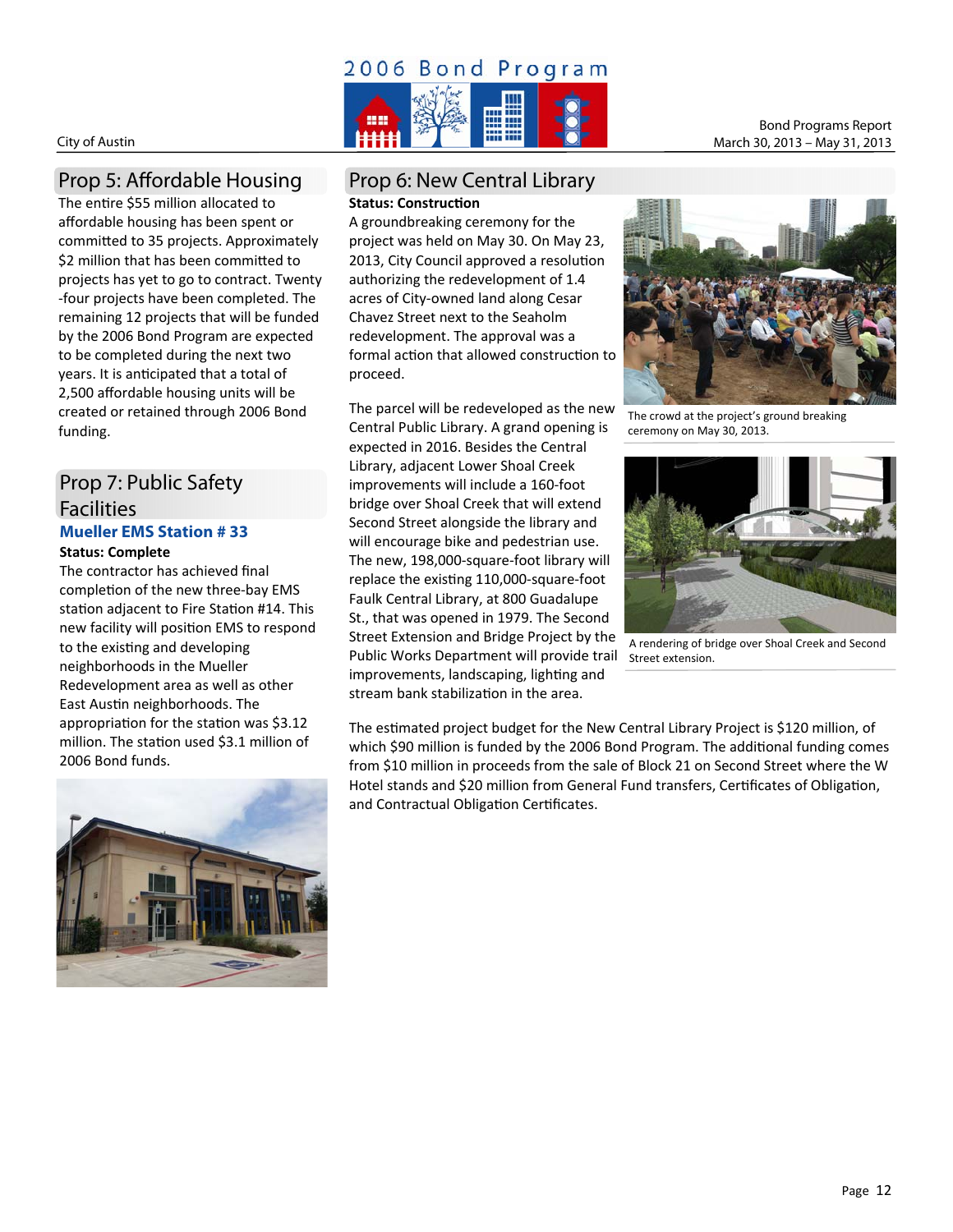## Prop 5: Affordable Housing

The entire $55 million allocated to affordable housing has been spent or committed to 35 projects. Approximately $2 million that has been committed to projects has yet to go to contract. Twenty-four projects have been completed. The remaining 12 projects that will be funded by the 2006 Bond Program are expected to be completed during the next two years. It is anticipated that a total of 2,500 affordable housing units will be created or retained through 2006 Bond funding.

## Prop 7: Public Safety Facilities

### Mueller EMS Station # 33

**Status: Complete**

The contractor has achieved final completion of the new three-bay EMS station adjacent to Fire Station #14. This new facility will position EMS to respond to the existing and developing neighborhoods in the Mueller Redevelopment area as well as other East Austin neighborhoods. The appropriation for the station was $3.12 million. The station used $3.1 million of 2006 Bond funds.

## Prop 6: New Central Library

**Status: Construction**

A groundbreaking ceremony for the project was held on May 30. On May 23, 2013, City Council approved a resolution authorizing the redevelopment of 1.4 acres of City-owned land along Cesar Chavez Street next to the Seaholm redevelopment. The approval was a formal action that allowed construction to proceed.

The parcel will be redeveloped as the new Central Public Library. A grand opening is expected in 2016. Besides the Central Library, adjacent Lower Shoal Creek improvements will include a 160-foot bridge over Shoal Creek that will extend Second Street alongside the library and will encourage bike and pedestrian use. The new, 198,000-square-foot library will replace the existing 110,000-square-foot Faulk Central Library, at 800 Guadalupe St., that was opened in 1979. The Second Street Extension and Bridge Project by the Public Works Department will provide trail improvements, landscaping, lighting and stream bank stabilization in the area.

The crowd at the project's ground breaking ceremony on May 30, 2013.

A rendering of bridge over Shoal Creek and Second Street extension.

The estimated project budget for the New Central Library Project is $120 million, of which $90 million is funded by the 2006 Bond Program. The additional funding comes from $10 million in proceeds from the sale of Block 21 on Second Street where the W Hotel stands and $20 million from General Fund transfers, Certificates of Obligation, and Contractual Obligation Certificates.